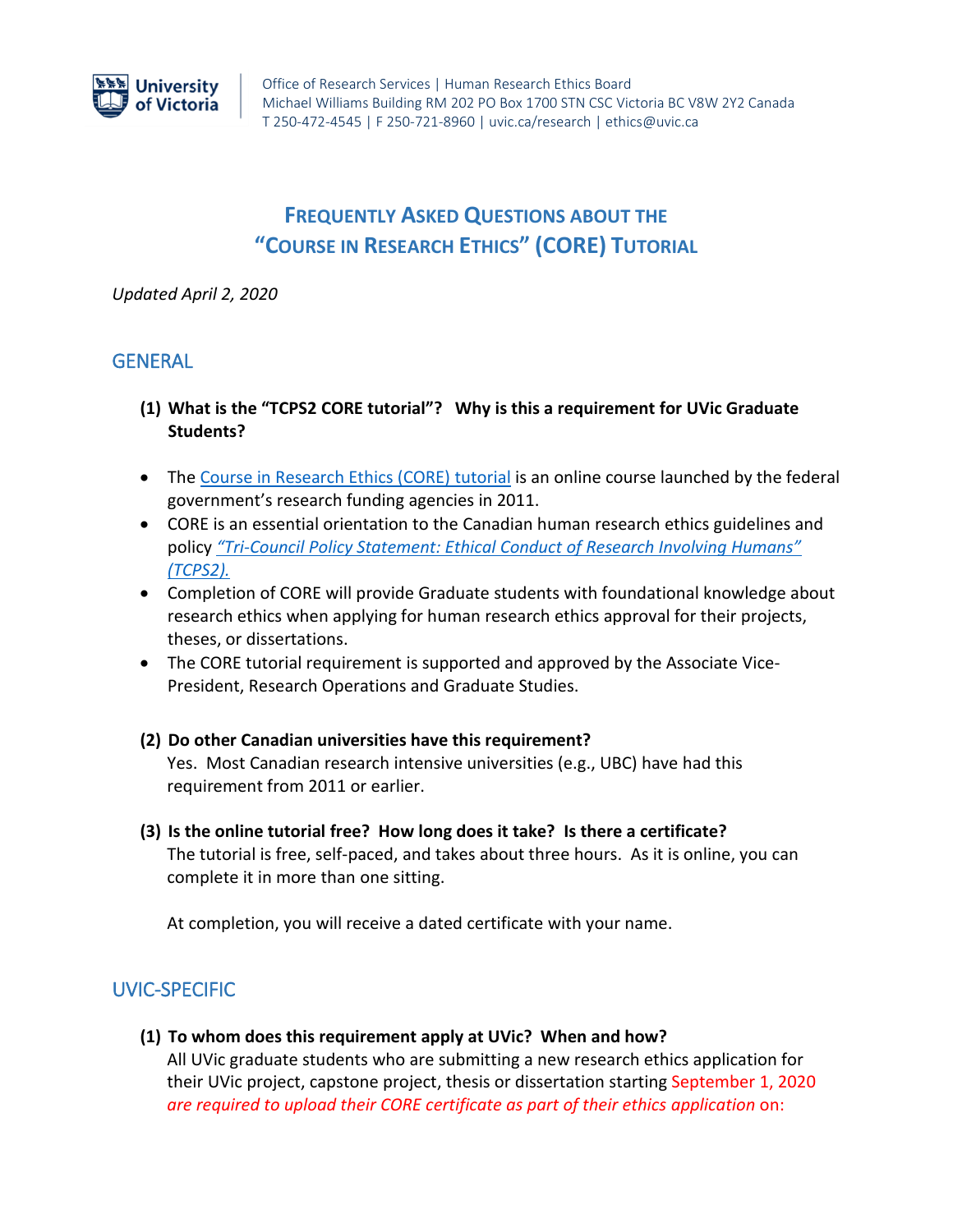Office of Research Services | Human Research Ethics Board
Michael Williams Building RM 202 PO Box 1700 STN CSC Victoria BC V8W 2Y2 Canada
T 250-472-4545 | F 250-721-8960 | uvic.ca/research | ethics@uvic.ca

# FREQUENTLY ASKED QUESTIONS ABOUT THE "COURSE IN RESEARCH ETHICS" (CORE) TUTORIAL

*Updated April 2, 2020*

## GENERAL

**(1) What is the "TCPS2 CORE tutorial"? Why is this a requirement for UVic Graduate Students?**

- The Course in Research Ethics (CORE) tutorial is an online course launched by the federal government's research funding agencies in 2011.
- CORE is an essential orientation to the Canadian human research ethics guidelines and policy *"Tri-Council Policy Statement: Ethical Conduct of Research Involving Humans" (TCPS2).*
- Completion of CORE will provide Graduate students with foundational knowledge about research ethics when applying for human research ethics approval for their projects, theses, or dissertations.
- The CORE tutorial requirement is supported and approved by the Associate Vice-President, Research Operations and Graduate Studies.

**(2) Do other Canadian universities have this requirement?**

Yes. Most Canadian research intensive universities (e.g., UBC) have had this requirement from 2011 or earlier.

**(3) Is the online tutorial free? How long does it take? Is there a certificate?**

The tutorial is free, self-paced, and takes about three hours. As it is online, you can complete it in more than one sitting.

At completion, you will receive a dated certificate with your name.

## UVIC-SPECIFIC

**(1) To whom does this requirement apply at UVic? When and how?**

All UVic graduate students who are submitting a new research ethics application for their UVic project, capstone project, thesis or dissertation starting September 1, 2020 *are required to upload their CORE certificate as part of their ethics application* on: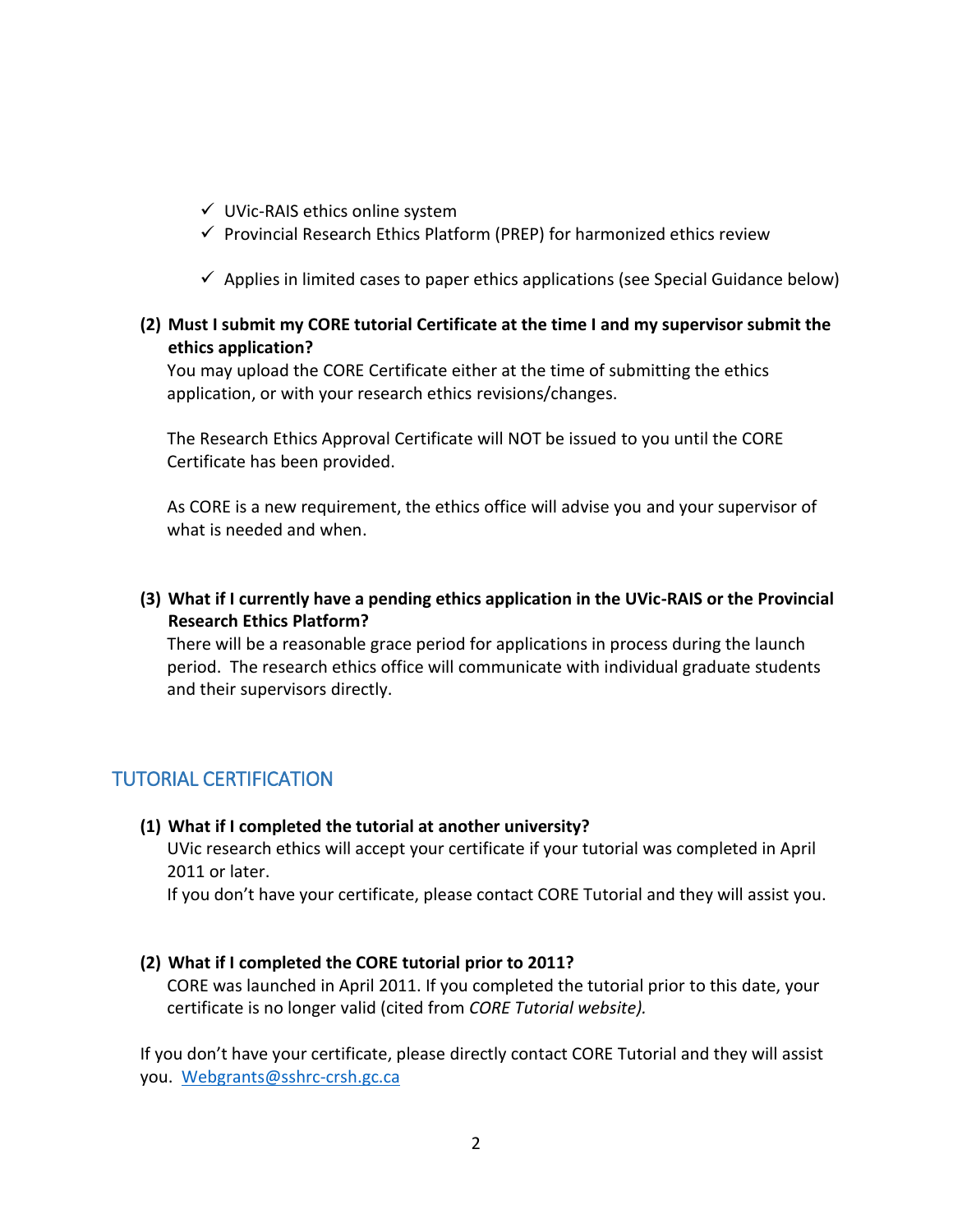- ✓ UVic-RAIS ethics online system
- ✓ Provincial Research Ethics Platform (PREP) for harmonized ethics review
- ✓ Applies in limited cases to paper ethics applications (see Special Guidance below)

**(2) Must I submit my CORE tutorial Certificate at the time I and my supervisor submit the ethics application?**

You may upload the CORE Certificate either at the time of submitting the ethics application, or with your research ethics revisions/changes.

The Research Ethics Approval Certificate will NOT be issued to you until the CORE Certificate has been provided.

As CORE is a new requirement, the ethics office will advise you and your supervisor of what is needed and when.

**(3) What if I currently have a pending ethics application in the UVic-RAIS or the Provincial Research Ethics Platform?**

There will be a reasonable grace period for applications in process during the launch period. The research ethics office will communicate with individual graduate students and their supervisors directly.

## TUTORIAL CERTIFICATION

**(1) What if I completed the tutorial at another university?**

UVic research ethics will accept your certificate if your tutorial was completed in April 2011 or later.

If you don't have your certificate, please contact CORE Tutorial and they will assist you.

**(2) What if I completed the CORE tutorial prior to 2011?**

CORE was launched in April 2011. If you completed the tutorial prior to this date, your certificate is no longer valid (cited from *CORE Tutorial website).*

If you don't have your certificate, please directly contact CORE Tutorial and they will assist you. Webgrants@sshrc-crsh.gc.ca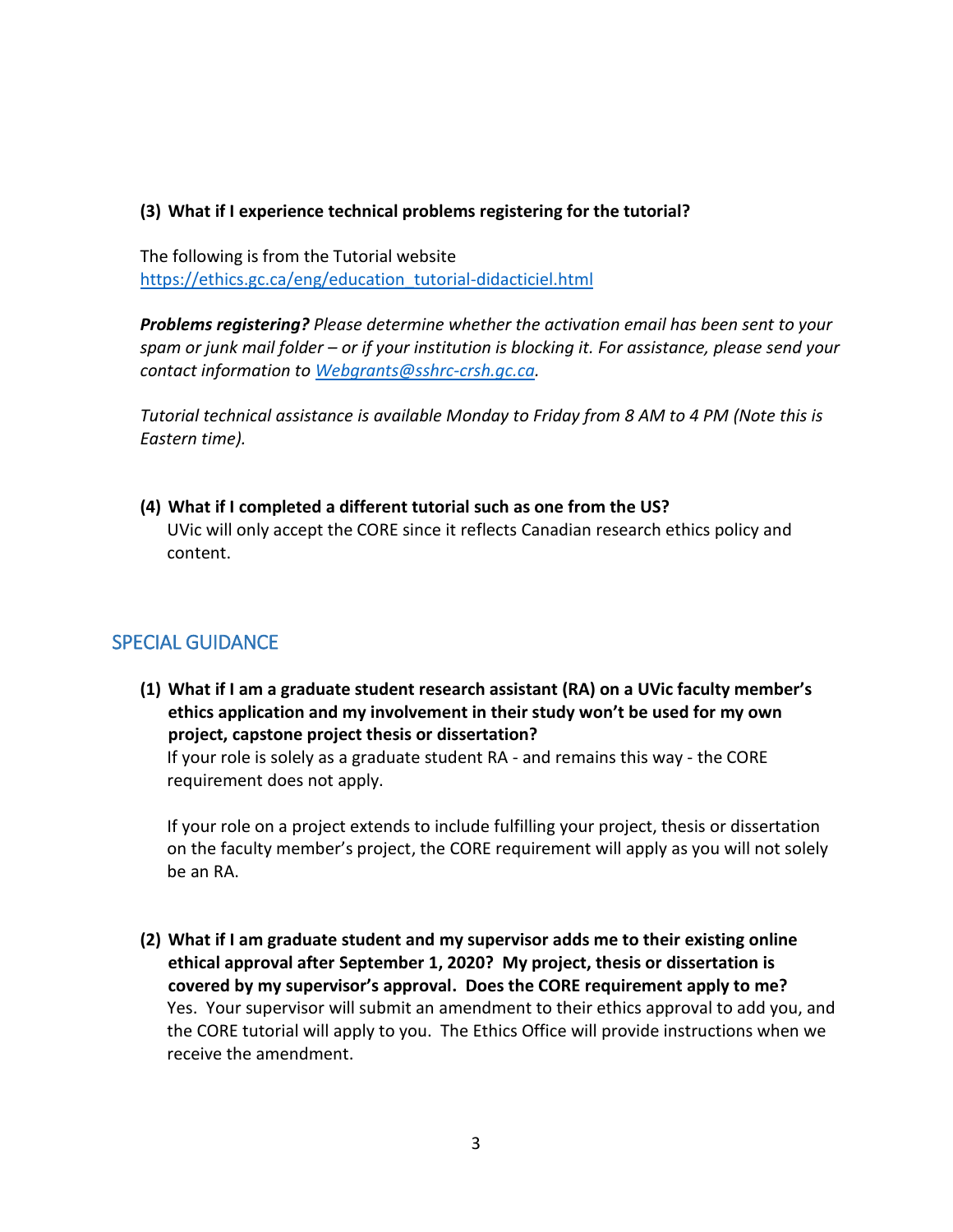**(3) What if I experience technical problems registering for the tutorial?**

The following is from the Tutorial website https://ethics.gc.ca/eng/education_tutorial-didacticiel.html

***Problems registering?*** *Please determine whether the activation email has been sent to your spam or junk mail folder – or if your institution is blocking it. For assistance, please send your contact information to [Webgrants@sshrc-crsh.gc.ca](mailto:Webgrants@sshrc-crsh.gc.ca).*

*Tutorial technical assistance is available Monday to Friday from 8 AM to 4 PM (Note this is Eastern time).*

**(4) What if I completed a different tutorial such as one from the US?**

UVic will only accept the CORE since it reflects Canadian research ethics policy and content.

## SPECIAL GUIDANCE

**(1) What if I am a graduate student research assistant (RA) on a UVic faculty member's ethics application and my involvement in their study won't be used for my own project, capstone project thesis or dissertation?**

If your role is solely as a graduate student RA - and remains this way - the CORE requirement does not apply.

If your role on a project extends to include fulfilling your project, thesis or dissertation on the faculty member's project, the CORE requirement will apply as you will not solely be an RA.

**(2) What if I am graduate student and my supervisor adds me to their existing online ethical approval after September 1, 2020? My project, thesis or dissertation is covered by my supervisor's approval. Does the CORE requirement apply to me?**

Yes. Your supervisor will submit an amendment to their ethics approval to add you, and the CORE tutorial will apply to you. The Ethics Office will provide instructions when we receive the amendment.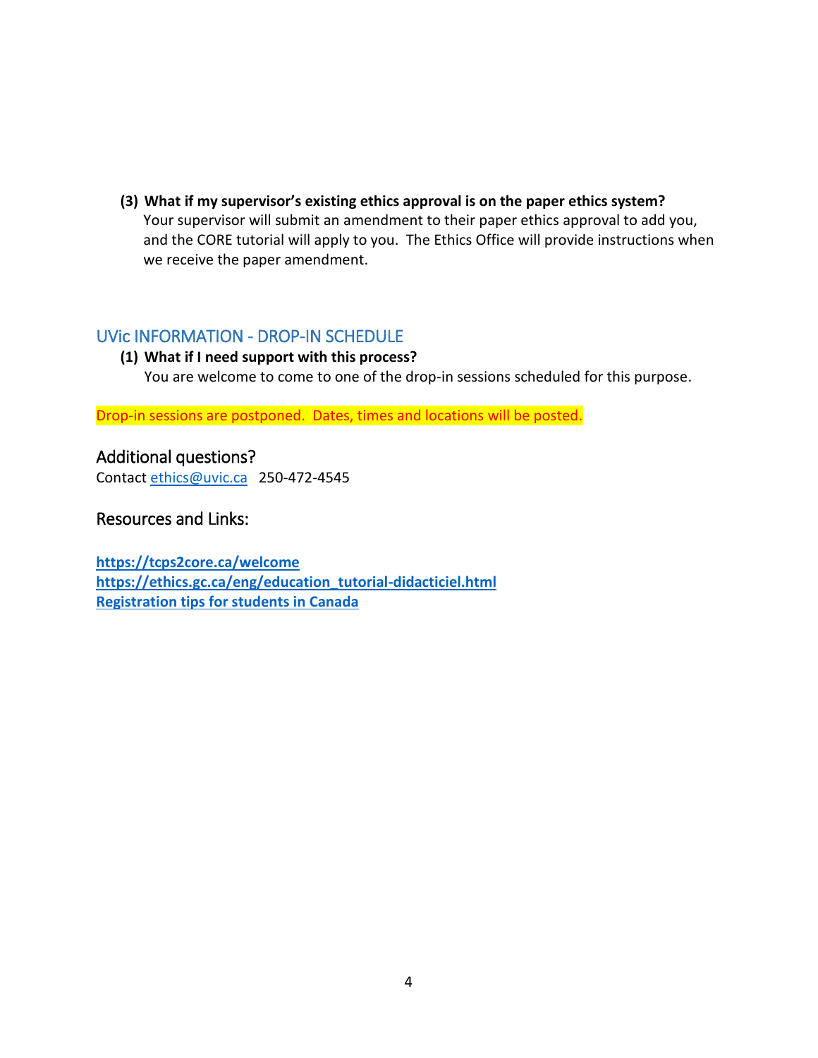**(3) What if my supervisor's existing ethics approval is on the paper ethics system?**
Your supervisor will submit an amendment to their paper ethics approval to add you, and the CORE tutorial will apply to you. The Ethics Office will provide instructions when we receive the paper amendment.

## UVic INFORMATION - DROP-IN SCHEDULE

**(1) What if I need support with this process?**
You are welcome to come to one of the drop-in sessions scheduled for this purpose.

Drop-in sessions are postponed. Dates, times and locations will be posted.

## Additional questions?

Contact ethics@uvic.ca 250-472-4545

## Resources and Links:

**https://tcps2core.ca/welcome**
**https://ethics.gc.ca/eng/education_tutorial-didacticiel.html**
**Registration tips for students in Canada**